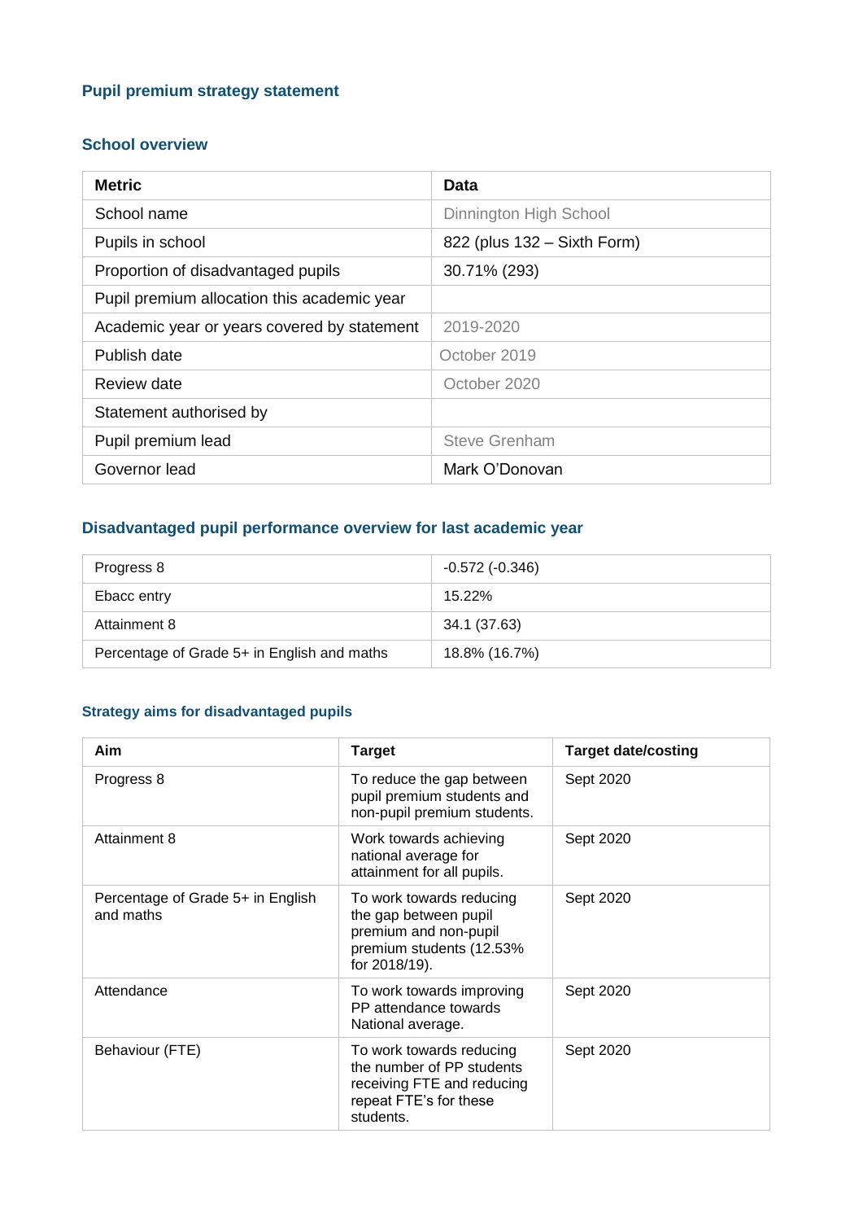## Pupil premium strategy statement

### School overview

| Metric | Data |
|---|---|
| School name | Dinnington High School |
| Pupils in school | 822 (plus 132 – Sixth Form) |
| Proportion of disadvantaged pupils | 30.71% (293) |
| Pupil premium allocation this academic year | |
| Academic year or years covered by statement | 2019-2020 |
| Publish date | October 2019 |
| Review date | October 2020 |
| Statement authorised by | |
| Pupil premium lead | Steve Grenham |
| Governor lead | Mark O'Donovan |

### Disadvantaged pupil performance overview for last academic year

| | |
|---|---|
| Progress 8 | -0.572 (-0.346) |
| Ebacc entry | 15.22% |
| Attainment 8 | 34.1 (37.63) |
| Percentage of Grade 5+ in English and maths | 18.8% (16.7%) |

### Strategy aims for disadvantaged pupils

| Aim | Target | Target date/costing |
|---|---|---|
| Progress 8 | To reduce the gap between pupil premium students and non-pupil premium students. | Sept 2020 |
| Attainment 8 | Work towards achieving national average for attainment for all pupils. | Sept 2020 |
| Percentage of Grade 5+ in English and maths | To work towards reducing the gap between pupil premium and non-pupil premium students (12.53% for 2018/19). | Sept 2020 |
| Attendance | To work towards improving PP attendance towards National average. | Sept 2020 |
| Behaviour (FTE) | To work towards reducing the number of PP students receiving FTE and reducing repeat FTE's for these students. | Sept 2020 |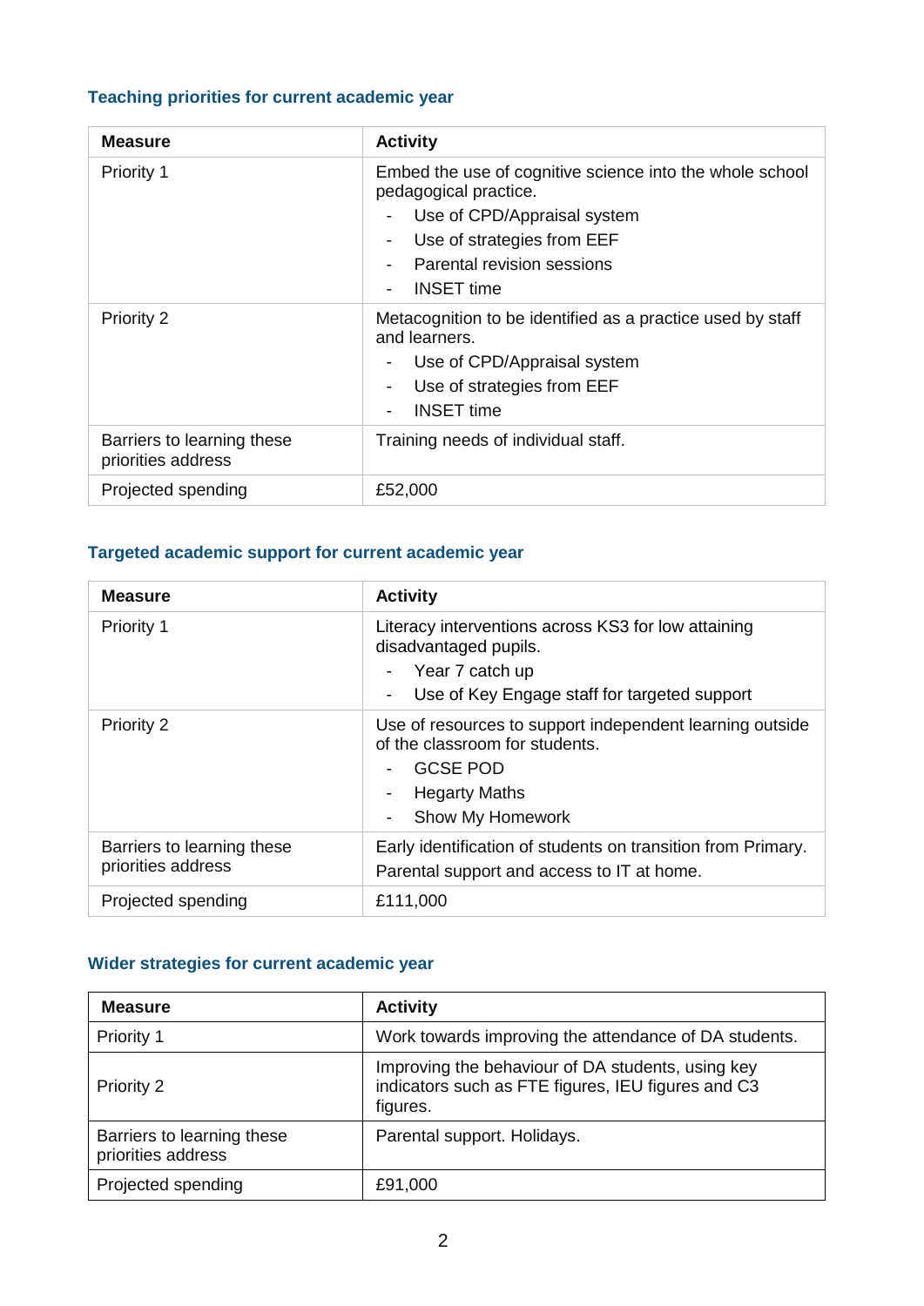### Teaching priorities for current academic year

| Measure | Activity |
| --- | --- |
| Priority 1 | Embed the use of cognitive science into the whole school pedagogical practice.<br>- Use of CPD/Appraisal system<br>- Use of strategies from EEF<br>- Parental revision sessions<br>- INSET time |
| Priority 2 | Metacognition to be identified as a practice used by staff and learners.<br>- Use of CPD/Appraisal system<br>- Use of strategies from EEF<br>- INSET time |
| Barriers to learning these priorities address | Training needs of individual staff. |
| Projected spending | £52,000 |

### Targeted academic support for current academic year

| Measure | Activity |
| --- | --- |
| Priority 1 | Literacy interventions across KS3 for low attaining disadvantaged pupils.<br>- Year 7 catch up<br>- Use of Key Engage staff for targeted support |
| Priority 2 | Use of resources to support independent learning outside of the classroom for students.<br>- GCSE POD<br>- Hegarty Maths<br>- Show My Homework |
| Barriers to learning these priorities address | Early identification of students on transition from Primary.<br>Parental support and access to IT at home. |
| Projected spending | £111,000 |

### Wider strategies for current academic year

| Measure | Activity |
| --- | --- |
| Priority 1 | Work towards improving the attendance of DA students. |
| Priority 2 | Improving the behaviour of DA students, using key indicators such as FTE figures, IEU figures and C3 figures. |
| Barriers to learning these priorities address | Parental support. Holidays. |
| Projected spending | £91,000 |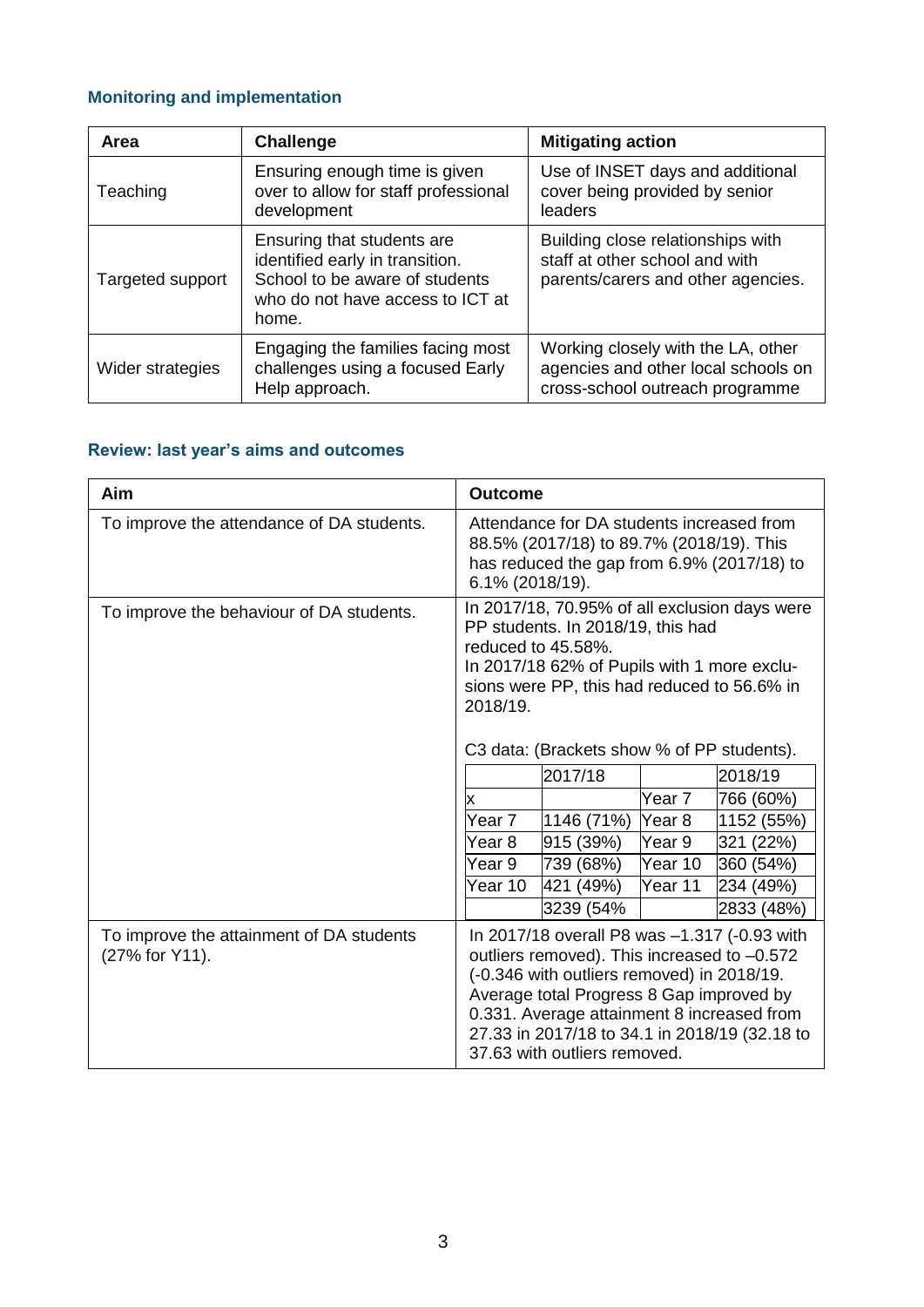### Monitoring and implementation

| Area | Challenge | Mitigating action |
| --- | --- | --- |
| Teaching | Ensuring enough time is given over to allow for staff professional development | Use of INSET days and additional cover being provided by senior leaders |
| Targeted support | Ensuring that students are identified early in transition. School to be aware of students who do not have access to ICT at home. | Building close relationships with staff at other school and with parents/carers and other agencies. |
| Wider strategies | Engaging the families facing most challenges using a focused Early Help approach. | Working closely with the LA, other agencies and other local schools on cross-school outreach programme |

### Review: last year's aims and outcomes

| Aim | Outcome |
| --- | --- |
| To improve the attendance of DA students. | Attendance for DA students increased from 88.5% (2017/18) to 89.7% (2018/19). This has reduced the gap from 6.9% (2017/18) to 6.1% (2018/19). |
| To improve the behaviour of DA students. | In 2017/18, 70.95% of all exclusion days were PP students. In 2018/19, this had reduced to 45.58%.<br>In 2017/18 62% of Pupils with 1 more exclusions were PP, this had reduced to 56.6% in 2018/19.<br><br>C3 data: (Brackets show % of PP students). |
| To improve the attainment of DA students (27% for Y11). | In 2017/18 overall P8 was –1.317 (-0.93 with outliers removed). This increased to –0.572 (-0.346 with outliers removed) in 2018/19. Average total Progress 8 Gap improved by 0.331. Average attainment 8 increased from 27.33 in 2017/18 to 34.1 in 2018/19 (32.18 to 37.63 with outliers removed. |

C3 data table:

| | 2017/18 | | 2018/19 |
| --- | --- | --- | --- |
| x | | Year 7 | 766 (60%) |
| Year 7 | 1146 (71%) | Year 8 | 1152 (55%) |
| Year 8 | 915 (39%) | Year 9 | 321 (22%) |
| Year 9 | 739 (68%) | Year 10 | 360 (54%) |
| Year 10 | 421 (49%) | Year 11 | 234 (49%) |
| | 3239 (54% | | 2833 (48%) |